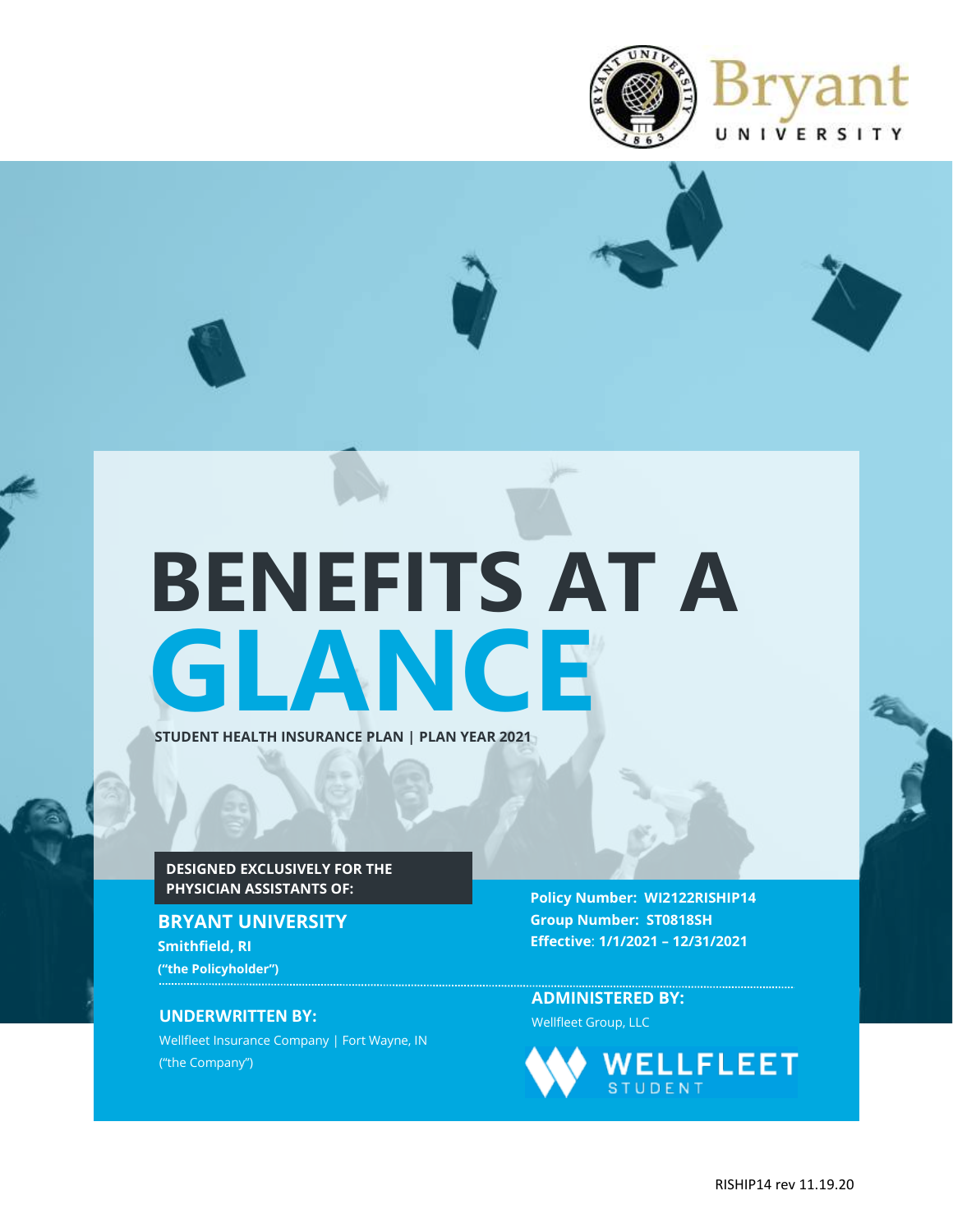Bryant UNIVERSITY

# BENEFITS AT A GLANCE

**STUDENT HEALTH INSURANCE PLAN | PLAN YEAR 2021**

**DESIGNED EXCLUSIVELY FOR THE PHYSICIAN ASSISTANTS OF:**

## BRYANT UNIVERSITY

**Smithfield, RI**

**("the Policyholder")**

**Policy Number: WI2122RISHIP14**
**Group Number: ST0818SH**
**Effective: 1/1/2021 – 12/31/2021**

**UNDERWRITTEN BY:**

Wellfleet Insurance Company | Fort Wayne, IN
("the Company")

**ADMINISTERED BY:**

Wellfleet Group, LLC

WELLFLEET STUDENT

RISHIP14 rev 11.19.20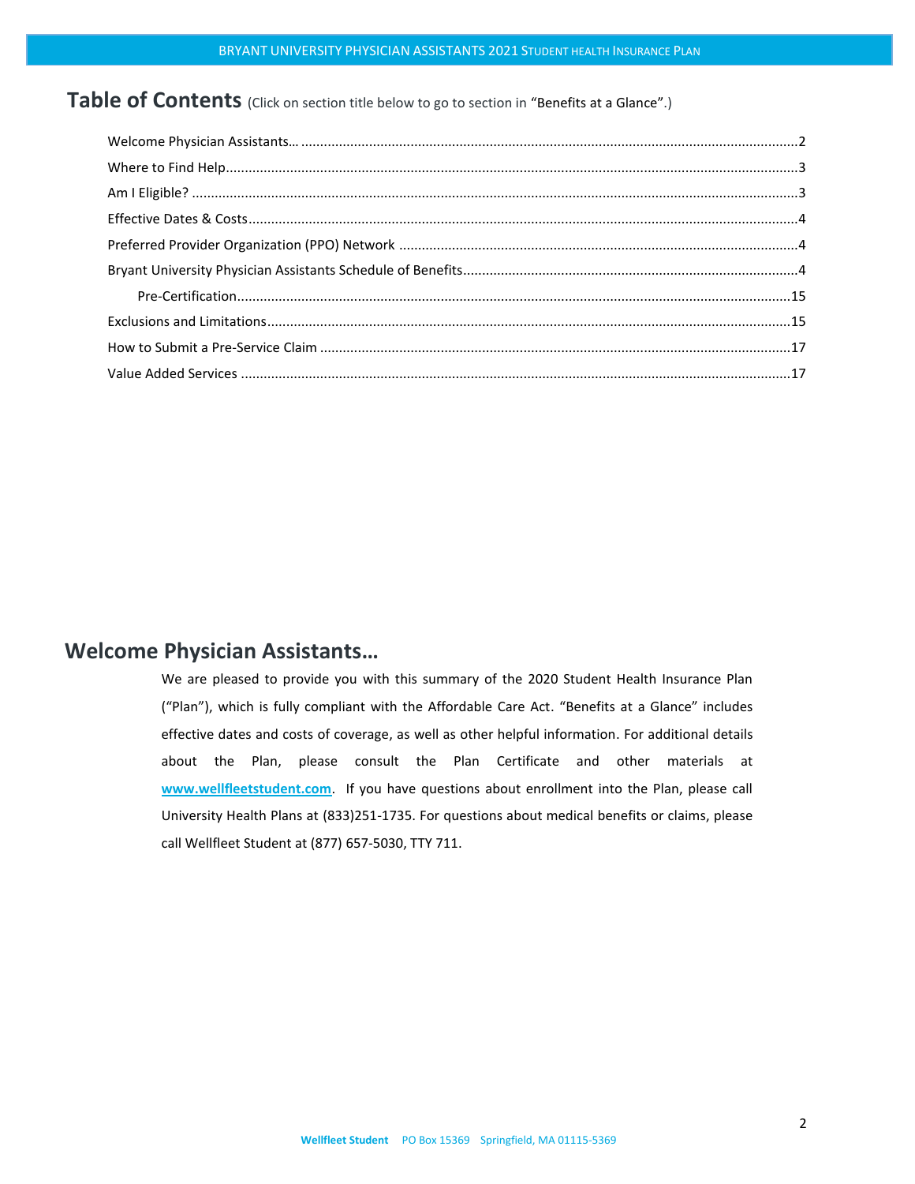# Table of Contents (Click on section title below to go to section in "Benefits at a Glance".)

Welcome Physician Assistants… .......... 2
Where to Find Help .......... 3
Am I Eligible? .......... 3
Effective Dates & Costs .......... 4
Preferred Provider Organization (PPO) Network .......... 4
Bryant University Physician Assistants Schedule of Benefits .......... 4
    Pre-Certification .......... 15
Exclusions and Limitations .......... 15
How to Submit a Pre-Service Claim .......... 17
Value Added Services .......... 17

# Welcome Physician Assistants…

We are pleased to provide you with this summary of the 2020 Student Health Insurance Plan ("Plan"), which is fully compliant with the Affordable Care Act. "Benefits at a Glance" includes effective dates and costs of coverage, as well as other helpful information. For additional details about the Plan, please consult the Plan Certificate and other materials at **www.wellfleetstudent.com**. If you have questions about enrollment into the Plan, please call University Health Plans at (833)251-1735. For questions about medical benefits or claims, please call Wellfleet Student at (877) 657-5030, TTY 711.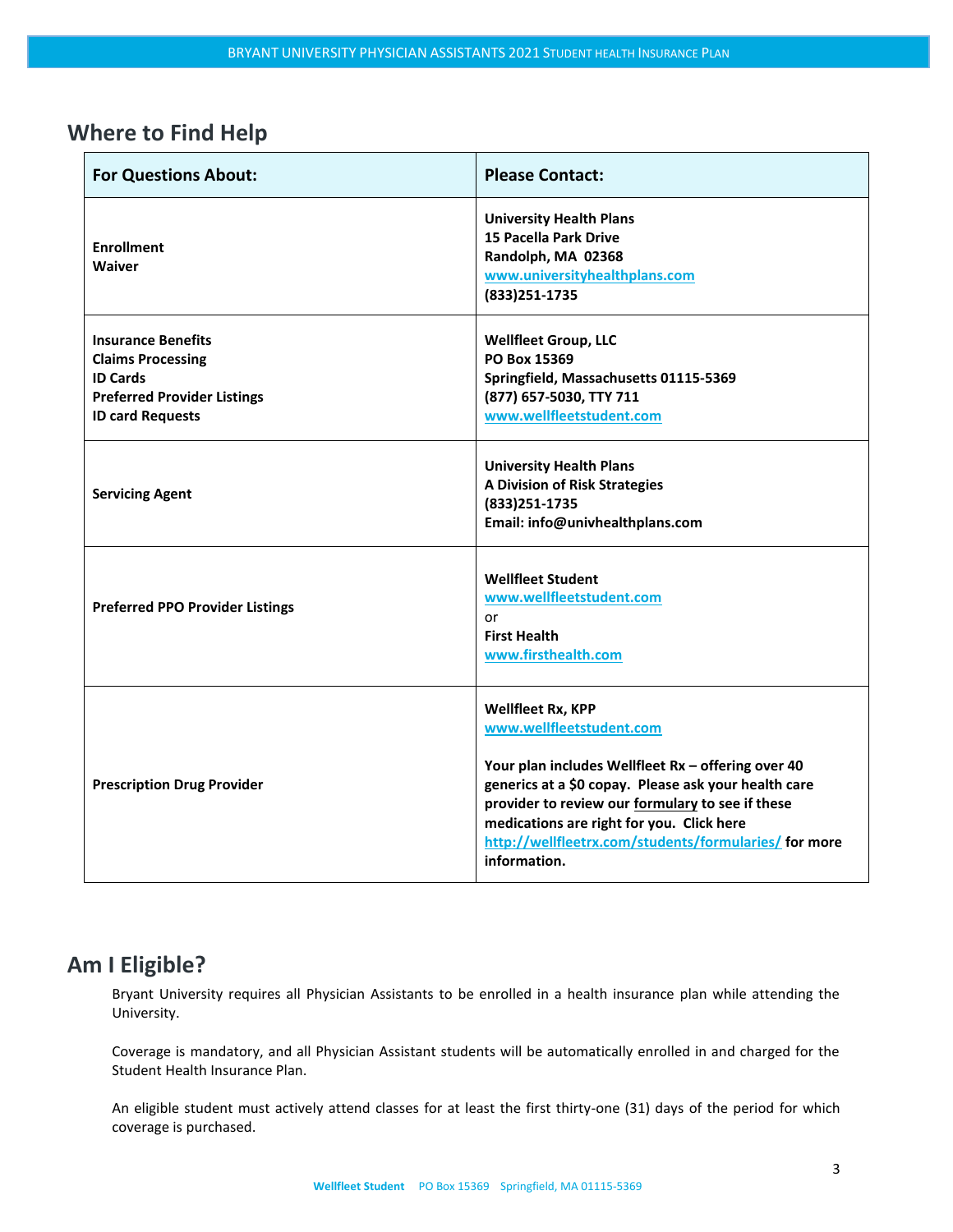## Where to Find Help

| For Questions About: | Please Contact: |
|---|---|
| **Enrollment**<br>**Waiver** | **University Health Plans**<br>**15 Pacella Park Drive**<br>**Randolph, MA 02368**<br>[www.universityhealthplans.com](http://www.universityhealthplans.com)<br>**(833)251-1735** |
| **Insurance Benefits**<br>**Claims Processing**<br>**ID Cards**<br>**Preferred Provider Listings**<br>**ID card Requests** | **Wellfleet Group, LLC**<br>**PO Box 15369**<br>**Springfield, Massachusetts 01115-5369**<br>**(877) 657-5030, TTY 711**<br>[www.wellfleetstudent.com](http://www.wellfleetstudent.com) |
| **Servicing Agent** | **University Health Plans**<br>**A Division of Risk Strategies**<br>**(833)251-1735**<br>**Email: info@univhealthplans.com** |
| **Preferred PPO Provider Listings** | **Wellfleet Student**<br>[www.wellfleetstudent.com](http://www.wellfleetstudent.com)<br>or<br>**First Health**<br>[www.firsthealth.com](http://www.firsthealth.com) |
| **Prescription Drug Provider** | **Wellfleet Rx, KPP**<br>[www.wellfleetstudent.com](http://www.wellfleetstudent.com)<br><br>**Your plan includes Wellfleet Rx – offering over 40 generics at a $0 copay. Please ask your health care provider to review our formulary to see if these medications are right for you. Click here** [http://wellfleetrx.com/students/formularies/](http://wellfleetrx.com/students/formularies/) **for more information.** |

## Am I Eligible?

Bryant University requires all Physician Assistants to be enrolled in a health insurance plan while attending the University.

Coverage is mandatory, and all Physician Assistant students will be automatically enrolled in and charged for the Student Health Insurance Plan.

An eligible student must actively attend classes for at least the first thirty-one (31) days of the period for which coverage is purchased.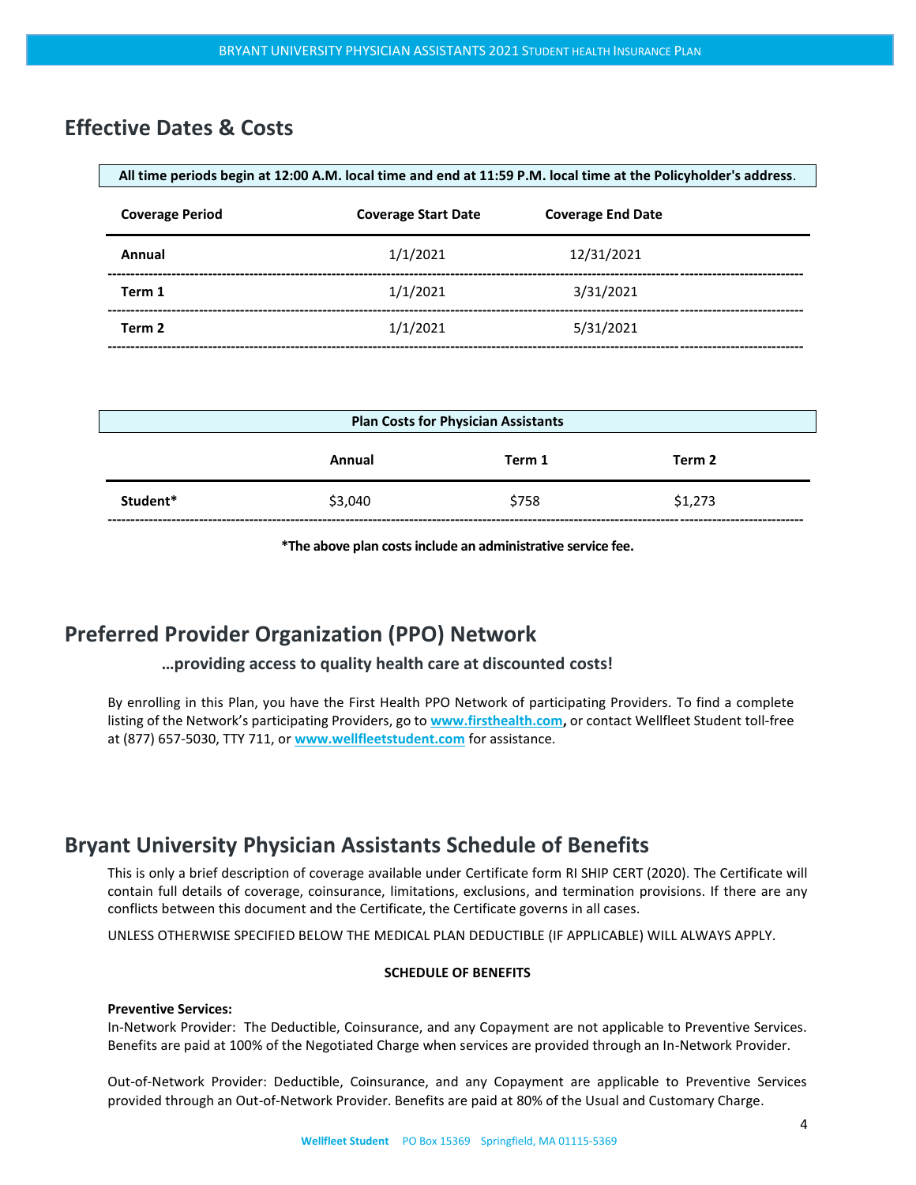## Effective Dates & Costs

**All time periods begin at 12:00 A.M. local time and end at 11:59 P.M. local time at the Policyholder's address**.

| Coverage Period | Coverage Start Date | Coverage End Date |
|---|---|---|
| **Annual** | 1/1/2021 | 12/31/2021 |
| **Term 1** | 1/1/2021 | 3/31/2021 |
| **Term 2** | 1/1/2021 | 5/31/2021 |

**Plan Costs for Physician Assistants**

| | Annual | Term 1 | Term 2 |
|---|---|---|---|
| **Student*** | $3,040 | $758 | $1,273 |

***The above plan costs include an administrative service fee.**

## Preferred Provider Organization (PPO) Network

### …providing access to quality health care at discounted costs!

By enrolling in this Plan, you have the First Health PPO Network of participating Providers. To find a complete listing of the Network's participating Providers, go to **www.firsthealth.com,** or contact Wellfleet Student toll-free at (877) 657-5030, TTY 711, or **www.wellfleetstudent.com** for assistance.

## Bryant University Physician Assistants Schedule of Benefits

This is only a brief description of coverage available under Certificate form RI SHIP CERT (2020). The Certificate will contain full details of coverage, coinsurance, limitations, exclusions, and termination provisions. If there are any conflicts between this document and the Certificate, the Certificate governs in all cases.

UNLESS OTHERWISE SPECIFIED BELOW THE MEDICAL PLAN DEDUCTIBLE (IF APPLICABLE) WILL ALWAYS APPLY.

**SCHEDULE OF BENEFITS**

**Preventive Services:**
In-Network Provider: The Deductible, Coinsurance, and any Copayment are not applicable to Preventive Services. Benefits are paid at 100% of the Negotiated Charge when services are provided through an In-Network Provider.

Out-of-Network Provider: Deductible, Coinsurance, and any Copayment are applicable to Preventive Services provided through an Out-of-Network Provider. Benefits are paid at 80% of the Usual and Customary Charge.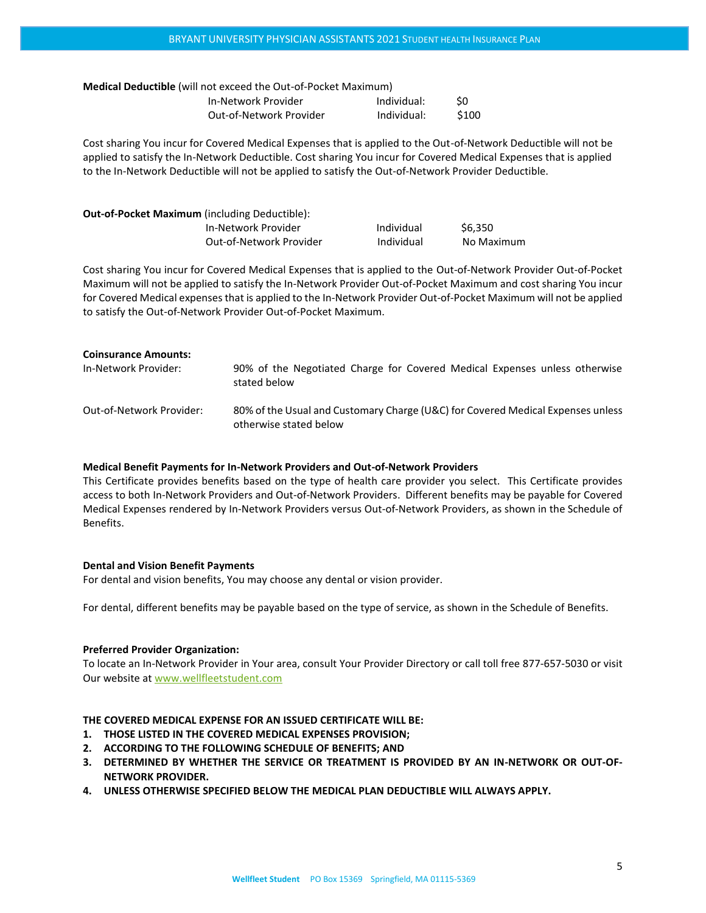**Medical Deductible** (will not exceed the Out-of-Pocket Maximum)

| | | |
|---|---|---|
| In-Network Provider | Individual: | $0 |
| Out-of-Network Provider | Individual: | $100 |

Cost sharing You incur for Covered Medical Expenses that is applied to the Out-of-Network Deductible will not be applied to satisfy the In-Network Deductible. Cost sharing You incur for Covered Medical Expenses that is applied to the In-Network Deductible will not be applied to satisfy the Out-of-Network Provider Deductible.

**Out-of-Pocket Maximum** (including Deductible):

| | | |
|---|---|---|
| In-Network Provider | Individual | $6,350 |
| Out-of-Network Provider | Individual | No Maximum |

Cost sharing You incur for Covered Medical Expenses that is applied to the Out-of-Network Provider Out-of-Pocket Maximum will not be applied to satisfy the In-Network Provider Out-of-Pocket Maximum and cost sharing You incur for Covered Medical expenses that is applied to the In-Network Provider Out-of-Pocket Maximum will not be applied to satisfy the Out-of-Network Provider Out-of-Pocket Maximum.

**Coinsurance Amounts:**

| | |
|---|---|
| In-Network Provider: | 90% of the Negotiated Charge for Covered Medical Expenses unless otherwise stated below |
| Out-of-Network Provider: | 80% of the Usual and Customary Charge (U&C) for Covered Medical Expenses unless otherwise stated below |

**Medical Benefit Payments for In-Network Providers and Out-of-Network Providers**

This Certificate provides benefits based on the type of health care provider you select. This Certificate provides access to both In-Network Providers and Out-of-Network Providers. Different benefits may be payable for Covered Medical Expenses rendered by In-Network Providers versus Out-of-Network Providers, as shown in the Schedule of Benefits.

**Dental and Vision Benefit Payments**

For dental and vision benefits, You may choose any dental or vision provider.

For dental, different benefits may be payable based on the type of service, as shown in the Schedule of Benefits.

**Preferred Provider Organization:**

To locate an In-Network Provider in Your area, consult Your Provider Directory or call toll free 877-657-5030 or visit Our website at www.wellfleetstudent.com

**THE COVERED MEDICAL EXPENSE FOR AN ISSUED CERTIFICATE WILL BE:**

1. **THOSE LISTED IN THE COVERED MEDICAL EXPENSES PROVISION;**
2. **ACCORDING TO THE FOLLOWING SCHEDULE OF BENEFITS; AND**
3. **DETERMINED BY WHETHER THE SERVICE OR TREATMENT IS PROVIDED BY AN IN-NETWORK OR OUT-OF-NETWORK PROVIDER.**
4. **UNLESS OTHERWISE SPECIFIED BELOW THE MEDICAL PLAN DEDUCTIBLE WILL ALWAYS APPLY.**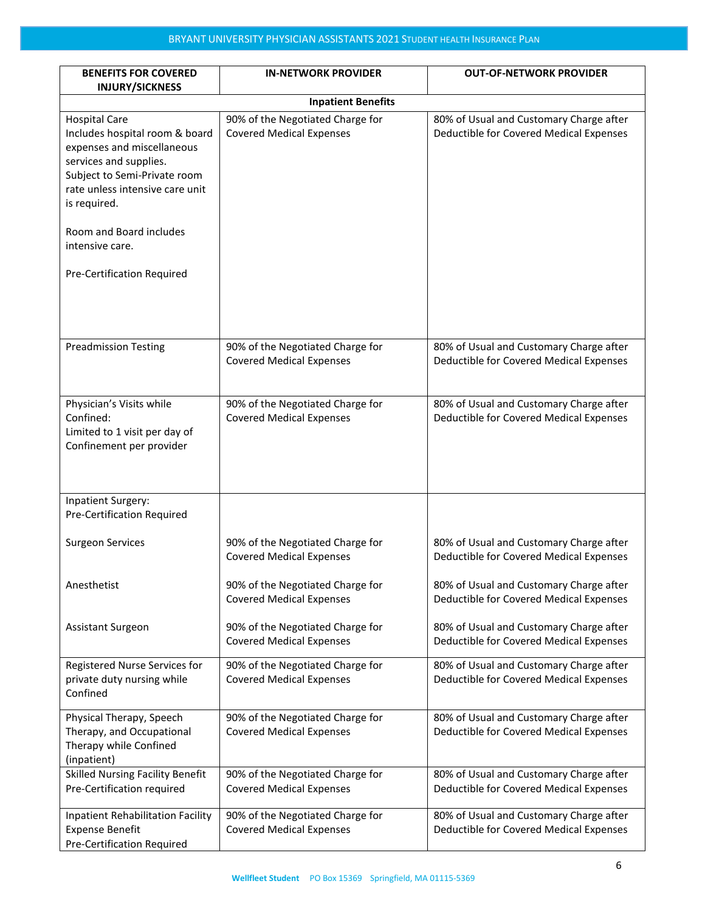| BENEFITS FOR COVERED INJURY/SICKNESS | IN-NETWORK PROVIDER | OUT-OF-NETWORK PROVIDER |
|---|---|---|
| **Inpatient Benefits** | | |
| Hospital Care<br>Includes hospital room & board expenses and miscellaneous services and supplies.<br>Subject to Semi-Private room rate unless intensive care unit is required.<br><br>Room and Board includes intensive care.<br><br>Pre-Certification Required | 90% of the Negotiated Charge for Covered Medical Expenses | 80% of Usual and Customary Charge after Deductible for Covered Medical Expenses |
| Preadmission Testing | 90% of the Negotiated Charge for Covered Medical Expenses | 80% of Usual and Customary Charge after Deductible for Covered Medical Expenses |
| Physician's Visits while Confined:<br>Limited to 1 visit per day of Confinement per provider | 90% of the Negotiated Charge for Covered Medical Expenses | 80% of Usual and Customary Charge after Deductible for Covered Medical Expenses |
| Inpatient Surgery:<br>Pre-Certification Required | | |
| Surgeon Services | 90% of the Negotiated Charge for Covered Medical Expenses | 80% of Usual and Customary Charge after Deductible for Covered Medical Expenses |
| Anesthetist | 90% of the Negotiated Charge for Covered Medical Expenses | 80% of Usual and Customary Charge after Deductible for Covered Medical Expenses |
| Assistant Surgeon | 90% of the Negotiated Charge for Covered Medical Expenses | 80% of Usual and Customary Charge after Deductible for Covered Medical Expenses |
| Registered Nurse Services for private duty nursing while Confined | 90% of the Negotiated Charge for Covered Medical Expenses | 80% of Usual and Customary Charge after Deductible for Covered Medical Expenses |
| Physical Therapy, Speech Therapy, and Occupational Therapy while Confined (inpatient) | 90% of the Negotiated Charge for Covered Medical Expenses | 80% of Usual and Customary Charge after Deductible for Covered Medical Expenses |
| Skilled Nursing Facility Benefit<br>Pre-Certification required | 90% of the Negotiated Charge for Covered Medical Expenses | 80% of Usual and Customary Charge after Deductible for Covered Medical Expenses |
| Inpatient Rehabilitation Facility Expense Benefit<br>Pre-Certification Required | 90% of the Negotiated Charge for Covered Medical Expenses | 80% of Usual and Customary Charge after Deductible for Covered Medical Expenses |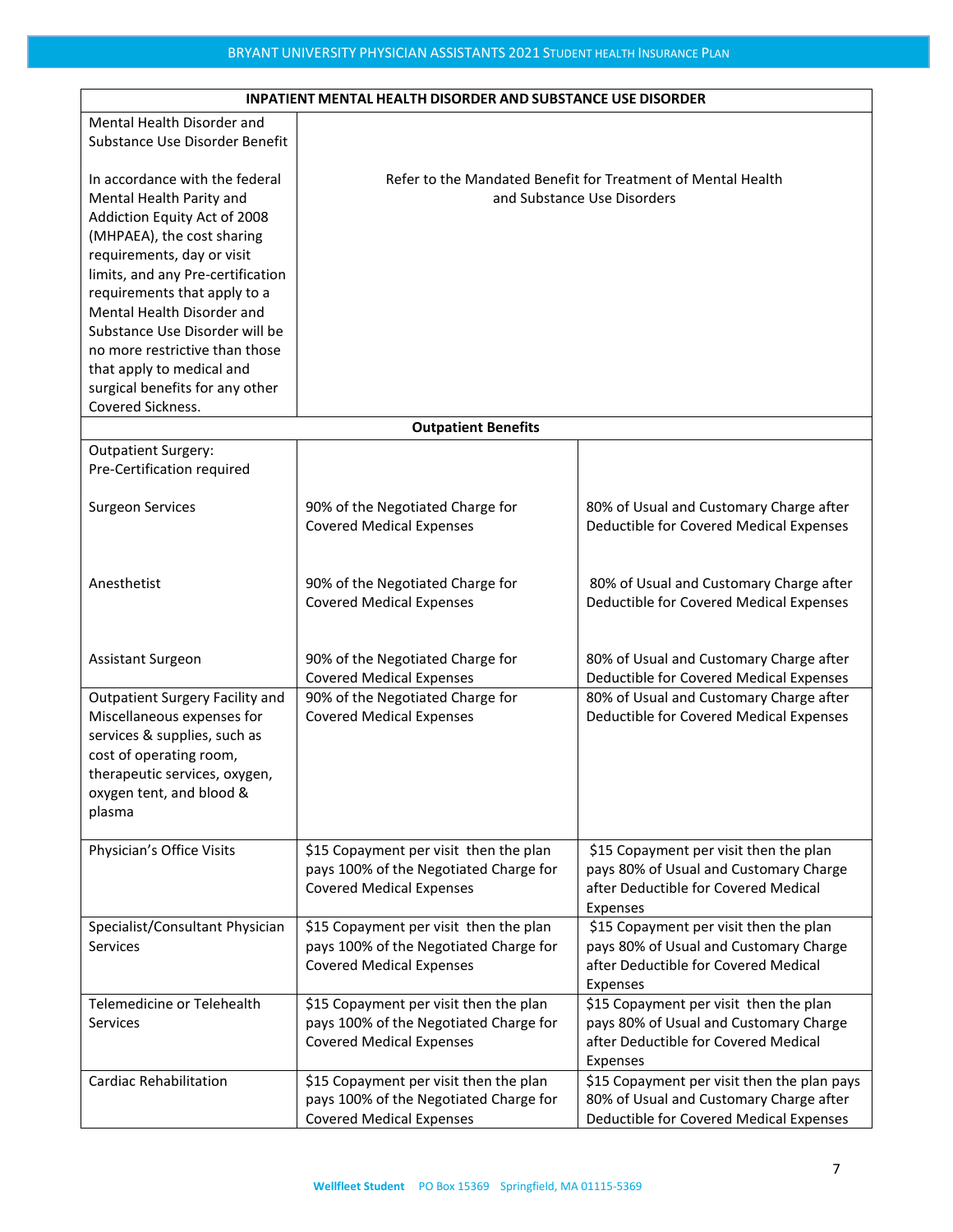| INPATIENT MENTAL HEALTH DISORDER AND SUBSTANCE USE DISORDER | | |
|---|---|---|
| Mental Health Disorder and Substance Use Disorder Benefit<br><br>In accordance with the federal Mental Health Parity and Addiction Equity Act of 2008 (MHPAEA), the cost sharing requirements, day or visit limits, and any Pre-certification requirements that apply to a Mental Health Disorder and Substance Use Disorder will be no more restrictive than those that apply to medical and surgical benefits for any other Covered Sickness. | Refer to the Mandated Benefit for Treatment of Mental Health and Substance Use Disorders | |
| **Outpatient Benefits** | | |
| Outpatient Surgery:<br>Pre-Certification required | | |
| Surgeon Services | 90% of the Negotiated Charge for Covered Medical Expenses | 80% of Usual and Customary Charge after Deductible for Covered Medical Expenses |
| Anesthetist | 90% of the Negotiated Charge for Covered Medical Expenses | 80% of Usual and Customary Charge after Deductible for Covered Medical Expenses |
| Assistant Surgeon | 90% of the Negotiated Charge for Covered Medical Expenses | 80% of Usual and Customary Charge after Deductible for Covered Medical Expenses |
| Outpatient Surgery Facility and Miscellaneous expenses for services & supplies, such as cost of operating room, therapeutic services, oxygen, oxygen tent, and blood & plasma | 90% of the Negotiated Charge for Covered Medical Expenses | 80% of Usual and Customary Charge after Deductible for Covered Medical Expenses |
| Physician's Office Visits | $15 Copayment per visit then the plan pays 100% of the Negotiated Charge for Covered Medical Expenses | $15 Copayment per visit then the plan pays 80% of Usual and Customary Charge after Deductible for Covered Medical Expenses |
| Specialist/Consultant Physician Services | $15 Copayment per visit then the plan pays 100% of the Negotiated Charge for Covered Medical Expenses | $15 Copayment per visit then the plan pays 80% of Usual and Customary Charge after Deductible for Covered Medical Expenses |
| Telemedicine or Telehealth Services | $15 Copayment per visit then the plan pays 100% of the Negotiated Charge for Covered Medical Expenses | $15 Copayment per visit then the plan pays 80% of Usual and Customary Charge after Deductible for Covered Medical Expenses |
| Cardiac Rehabilitation | $15 Copayment per visit then the plan pays 100% of the Negotiated Charge for Covered Medical Expenses | $15 Copayment per visit then the plan pays 80% of Usual and Customary Charge after Deductible for Covered Medical Expenses |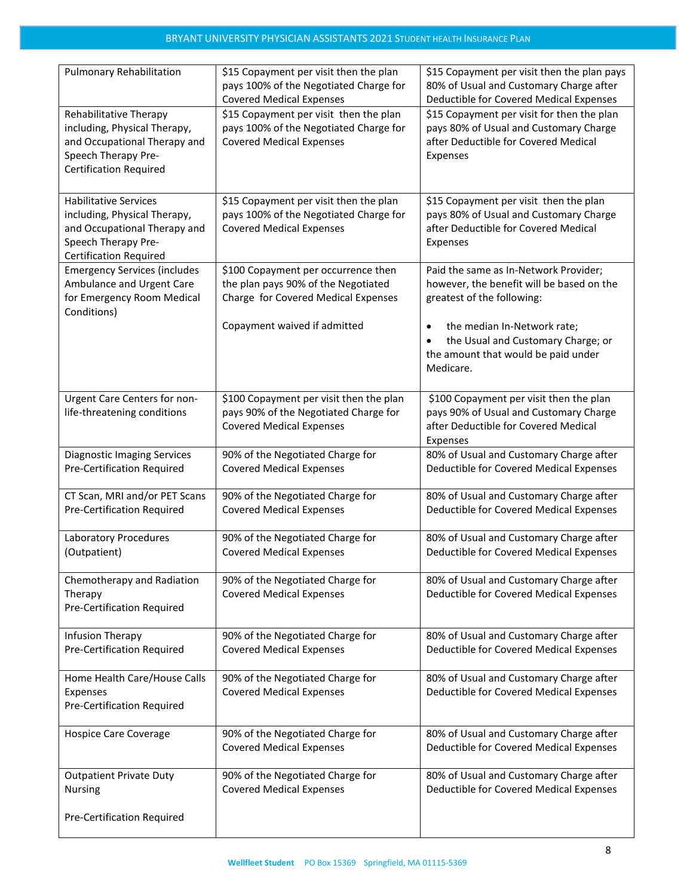| | | |
|---|---|---|
| Pulmonary Rehabilitation | $15 Copayment per visit then the plan pays 100% of the Negotiated Charge for Covered Medical Expenses | $15 Copayment per visit then the plan pays 80% of Usual and Customary Charge after Deductible for Covered Medical Expenses |
| Rehabilitative Therapy including, Physical Therapy, and Occupational Therapy and Speech Therapy Pre-Certification Required | $15 Copayment per visit then the plan pays 100% of the Negotiated Charge for Covered Medical Expenses | $15 Copayment per visit for then the plan pays 80% of Usual and Customary Charge after Deductible for Covered Medical Expenses |
| Habilitative Services including, Physical Therapy, and Occupational Therapy and Speech Therapy Pre-Certification Required | $15 Copayment per visit then the plan pays 100% of the Negotiated Charge for Covered Medical Expenses | $15 Copayment per visit then the plan pays 80% of Usual and Customary Charge after Deductible for Covered Medical Expenses |
| Emergency Services (includes Ambulance and Urgent Care for Emergency Room Medical Conditions) | $100 Copayment per occurrence then the plan pays 90% of the Negotiated Charge for Covered Medical Expenses<br><br>Copayment waived if admitted | Paid the same as In-Network Provider; however, the benefit will be based on the greatest of the following:<br><br>• the median In-Network rate;<br>• the Usual and Customary Charge; or the amount that would be paid under Medicare. |
| Urgent Care Centers for non-life-threatening conditions | $100 Copayment per visit then the plan pays 90% of the Negotiated Charge for Covered Medical Expenses | $100 Copayment per visit then the plan pays 90% of Usual and Customary Charge after Deductible for Covered Medical Expenses |
| Diagnostic Imaging Services Pre-Certification Required | 90% of the Negotiated Charge for Covered Medical Expenses | 80% of Usual and Customary Charge after Deductible for Covered Medical Expenses |
| CT Scan, MRI and/or PET Scans Pre-Certification Required | 90% of the Negotiated Charge for Covered Medical Expenses | 80% of Usual and Customary Charge after Deductible for Covered Medical Expenses |
| Laboratory Procedures (Outpatient) | 90% of the Negotiated Charge for Covered Medical Expenses | 80% of Usual and Customary Charge after Deductible for Covered Medical Expenses |
| Chemotherapy and Radiation Therapy<br>Pre-Certification Required | 90% of the Negotiated Charge for Covered Medical Expenses | 80% of Usual and Customary Charge after Deductible for Covered Medical Expenses |
| Infusion Therapy<br>Pre-Certification Required | 90% of the Negotiated Charge for Covered Medical Expenses | 80% of Usual and Customary Charge after Deductible for Covered Medical Expenses |
| Home Health Care/House Calls Expenses<br>Pre-Certification Required | 90% of the Negotiated Charge for Covered Medical Expenses | 80% of Usual and Customary Charge after Deductible for Covered Medical Expenses |
| Hospice Care Coverage | 90% of the Negotiated Charge for Covered Medical Expenses | 80% of Usual and Customary Charge after Deductible for Covered Medical Expenses |
| Outpatient Private Duty Nursing<br><br>Pre-Certification Required | 90% of the Negotiated Charge for Covered Medical Expenses | 80% of Usual and Customary Charge after Deductible for Covered Medical Expenses |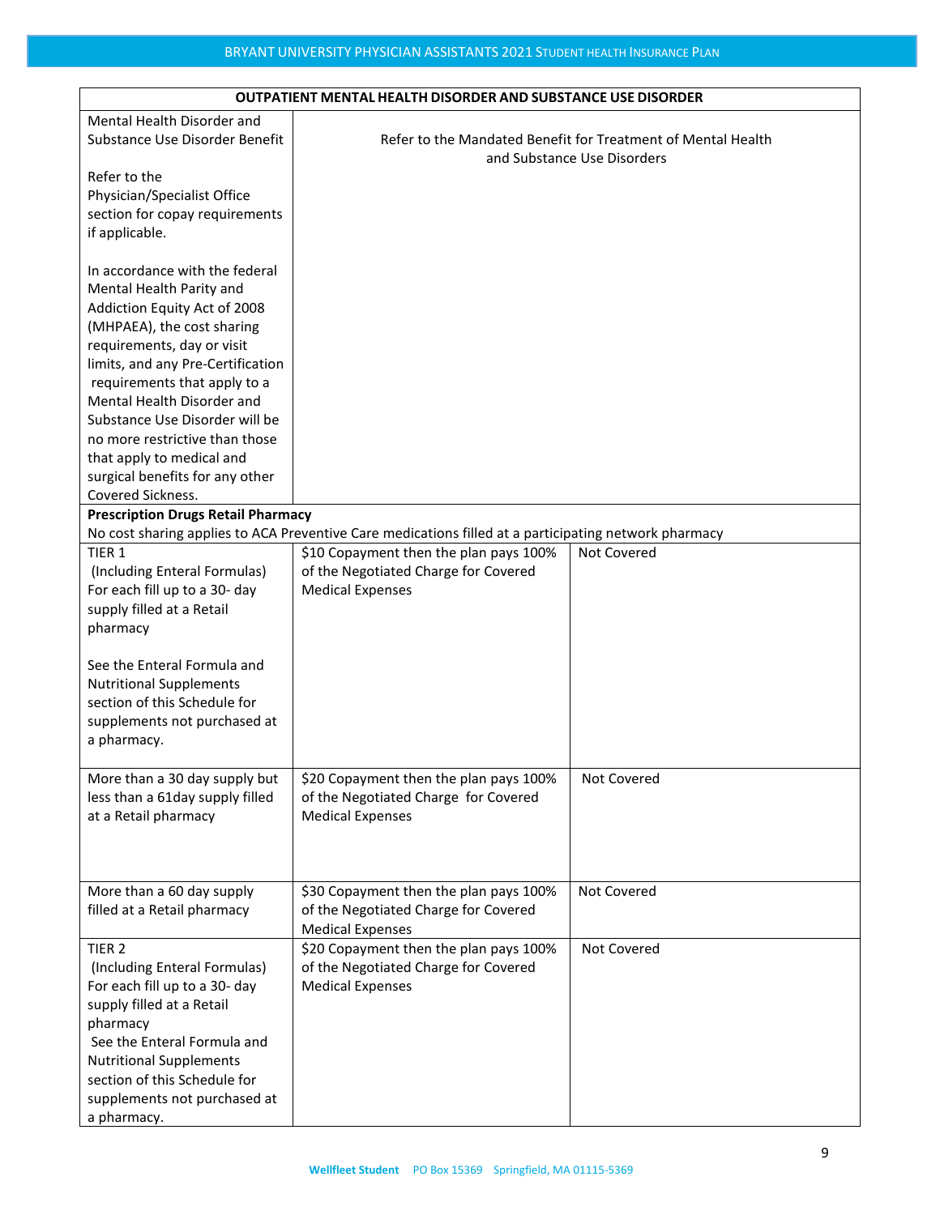| OUTPATIENT MENTAL HEALTH DISORDER AND SUBSTANCE USE DISORDER | | |
|---|---|---|
| Mental Health Disorder and Substance Use Disorder Benefit<br><br>Refer to the Physician/Specialist Office section for copay requirements if applicable.<br><br>In accordance with the federal Mental Health Parity and Addiction Equity Act of 2008 (MHPAEA), the cost sharing requirements, day or visit limits, and any Pre-Certification requirements that apply to a Mental Health Disorder and Substance Use Disorder will be no more restrictive than those that apply to medical and surgical benefits for any other Covered Sickness. | Refer to the Mandated Benefit for Treatment of Mental Health and Substance Use Disorders | |
| **Prescription Drugs Retail Pharmacy**<br>No cost sharing applies to ACA Preventive Care medications filled at a participating network pharmacy | | |
| TIER 1<br>(Including Enteral Formulas)<br>For each fill up to a 30- day supply filled at a Retail pharmacy<br><br>See the Enteral Formula and Nutritional Supplements section of this Schedule for supplements not purchased at a pharmacy. | $10 Copayment then the plan pays 100% of the Negotiated Charge for Covered Medical Expenses | Not Covered |
| More than a 30 day supply but less than a 61day supply filled at a Retail pharmacy | $20 Copayment then the plan pays 100% of the Negotiated Charge for Covered Medical Expenses | Not Covered |
| More than a 60 day supply filled at a Retail pharmacy | $30 Copayment then the plan pays 100% of the Negotiated Charge for Covered Medical Expenses | Not Covered |
| TIER 2<br>(Including Enteral Formulas)<br>For each fill up to a 30- day supply filled at a Retail pharmacy<br>See the Enteral Formula and Nutritional Supplements section of this Schedule for supplements not purchased at a pharmacy. | $20 Copayment then the plan pays 100% of the Negotiated Charge for Covered Medical Expenses | Not Covered |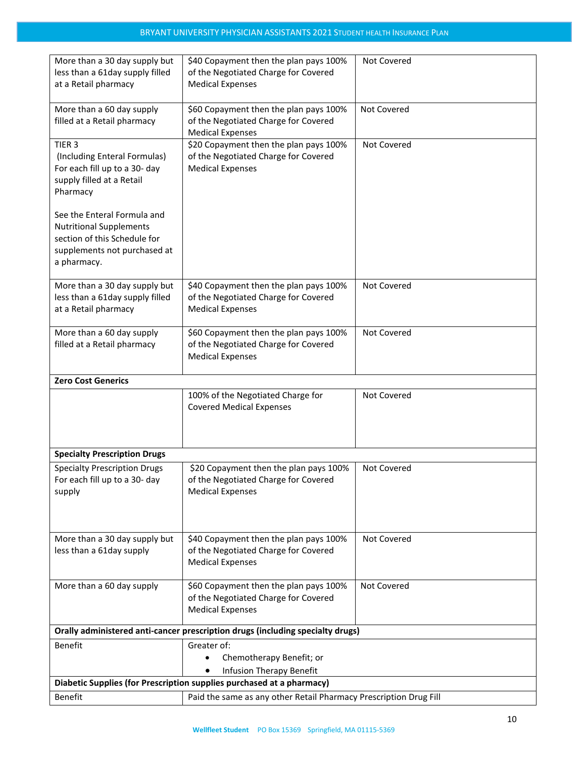| | | |
|---|---|---|
| More than a 30 day supply but less than a 61day supply filled at a Retail pharmacy | $40 Copayment then the plan pays 100% of the Negotiated Charge for Covered Medical Expenses | Not Covered |
| More than a 60 day supply filled at a Retail pharmacy | $60 Copayment then the plan pays 100% of the Negotiated Charge for Covered Medical Expenses | Not Covered |
| TIER 3 (Including Enteral Formulas) For each fill up to a 30- day supply filled at a Retail Pharmacy<br><br>See the Enteral Formula and Nutritional Supplements section of this Schedule for supplements not purchased at a pharmacy. | $20 Copayment then the plan pays 100% of the Negotiated Charge for Covered Medical Expenses | Not Covered |
| More than a 30 day supply but less than a 61day supply filled at a Retail pharmacy | $40 Copayment then the plan pays 100% of the Negotiated Charge for Covered Medical Expenses | Not Covered |
| More than a 60 day supply filled at a Retail pharmacy | $60 Copayment then the plan pays 100% of the Negotiated Charge for Covered Medical Expenses | Not Covered |
| **Zero Cost Generics** | | |
| | 100% of the Negotiated Charge for Covered Medical Expenses | Not Covered |
| **Specialty Prescription Drugs** | | |
| Specialty Prescription Drugs For each fill up to a 30- day supply | $20 Copayment then the plan pays 100% of the Negotiated Charge for Covered Medical Expenses | Not Covered |
| More than a 30 day supply but less than a 61day supply | $40 Copayment then the plan pays 100% of the Negotiated Charge for Covered Medical Expenses | Not Covered |
| More than a 60 day supply | $60 Copayment then the plan pays 100% of the Negotiated Charge for Covered Medical Expenses | Not Covered |
| **Orally administered anti-cancer prescription drugs (including specialty drugs)** | | |
| Benefit | Greater of:<br>• Chemotherapy Benefit; or<br>• Infusion Therapy Benefit | |
| **Diabetic Supplies (for Prescription supplies purchased at a pharmacy)** | | |
| Benefit | Paid the same as any other Retail Pharmacy Prescription Drug Fill | |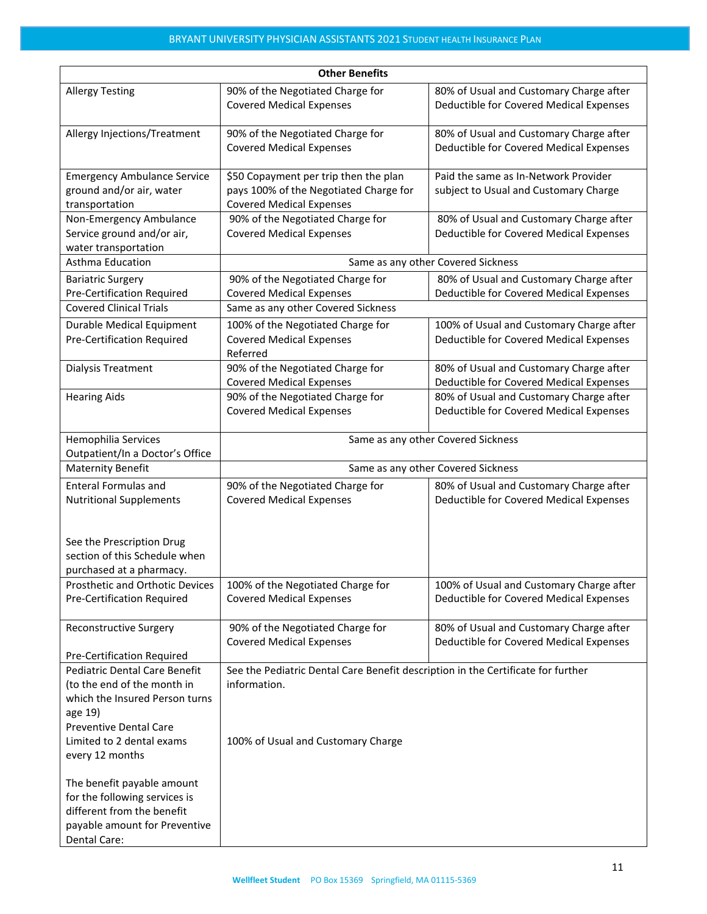| Other Benefits | | |
|---|---|---|
| Allergy Testing | 90% of the Negotiated Charge for Covered Medical Expenses | 80% of Usual and Customary Charge after Deductible for Covered Medical Expenses |
| Allergy Injections/Treatment | 90% of the Negotiated Charge for Covered Medical Expenses | 80% of Usual and Customary Charge after Deductible for Covered Medical Expenses |
| Emergency Ambulance Service ground and/or air, water transportation | $50 Copayment per trip then the plan pays 100% of the Negotiated Charge for Covered Medical Expenses | Paid the same as In-Network Provider subject to Usual and Customary Charge |
| Non-Emergency Ambulance Service ground and/or air, water transportation | 90% of the Negotiated Charge for Covered Medical Expenses | 80% of Usual and Customary Charge after Deductible for Covered Medical Expenses |
| Asthma Education | Same as any other Covered Sickness | |
| Bariatric Surgery Pre-Certification Required | 90% of the Negotiated Charge for Covered Medical Expenses | 80% of Usual and Customary Charge after Deductible for Covered Medical Expenses |
| Covered Clinical Trials | Same as any other Covered Sickness | |
| Durable Medical Equipment Pre-Certification Required | 100% of the Negotiated Charge for Covered Medical Expenses Referred | 100% of Usual and Customary Charge after Deductible for Covered Medical Expenses |
| Dialysis Treatment | 90% of the Negotiated Charge for Covered Medical Expenses | 80% of Usual and Customary Charge after Deductible for Covered Medical Expenses |
| Hearing Aids | 90% of the Negotiated Charge for Covered Medical Expenses | 80% of Usual and Customary Charge after Deductible for Covered Medical Expenses |
| Hemophilia Services Outpatient/In a Doctor's Office | Same as any other Covered Sickness | |
| Maternity Benefit | Same as any other Covered Sickness | |
| Enteral Formulas and Nutritional Supplements<br><br>See the Prescription Drug section of this Schedule when purchased at a pharmacy. | 90% of the Negotiated Charge for Covered Medical Expenses | 80% of Usual and Customary Charge after Deductible for Covered Medical Expenses |
| Prosthetic and Orthotic Devices Pre-Certification Required | 100% of the Negotiated Charge for Covered Medical Expenses | 100% of Usual and Customary Charge after Deductible for Covered Medical Expenses |
| Reconstructive Surgery<br><br>Pre-Certification Required | 90% of the Negotiated Charge for Covered Medical Expenses | 80% of Usual and Customary Charge after Deductible for Covered Medical Expenses |
| Pediatric Dental Care Benefit (to the end of the month in which the Insured Person turns age 19)<br>Preventive Dental Care Limited to 2 dental exams every 12 months<br><br>The benefit payable amount for the following services is different from the benefit payable amount for Preventive Dental Care: | See the Pediatric Dental Care Benefit description in the Certificate for further information.<br><br>100% of Usual and Customary Charge | |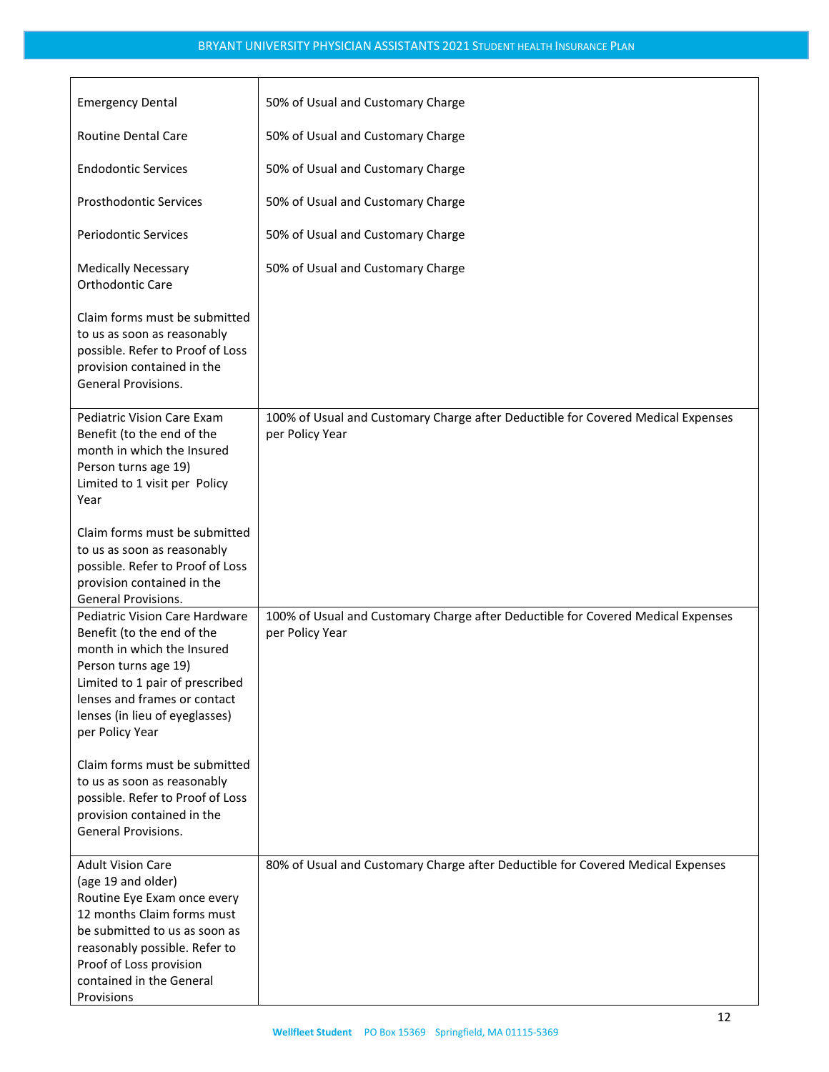| | |
|---|---|
| Emergency Dental | 50% of Usual and Customary Charge |
| Routine Dental Care | 50% of Usual and Customary Charge |
| Endodontic Services | 50% of Usual and Customary Charge |
| Prosthodontic Services | 50% of Usual and Customary Charge |
| Periodontic Services | 50% of Usual and Customary Charge |
| Medically Necessary Orthodontic Care<br><br>Claim forms must be submitted to us as soon as reasonably possible. Refer to Proof of Loss provision contained in the General Provisions. | 50% of Usual and Customary Charge |
| Pediatric Vision Care Exam Benefit (to the end of the month in which the Insured Person turns age 19)<br>Limited to 1 visit per Policy Year<br><br>Claim forms must be submitted to us as soon as reasonably possible. Refer to Proof of Loss provision contained in the General Provisions. | 100% of Usual and Customary Charge after Deductible for Covered Medical Expenses per Policy Year |
| Pediatric Vision Care Hardware Benefit (to the end of the month in which the Insured Person turns age 19)<br>Limited to 1 pair of prescribed lenses and frames or contact lenses (in lieu of eyeglasses) per Policy Year<br><br>Claim forms must be submitted to us as soon as reasonably possible. Refer to Proof of Loss provision contained in the General Provisions. | 100% of Usual and Customary Charge after Deductible for Covered Medical Expenses per Policy Year |
| Adult Vision Care<br>(age 19 and older)<br>Routine Eye Exam once every 12 months Claim forms must be submitted to us as soon as reasonably possible. Refer to Proof of Loss provision contained in the General Provisions | 80% of Usual and Customary Charge after Deductible for Covered Medical Expenses |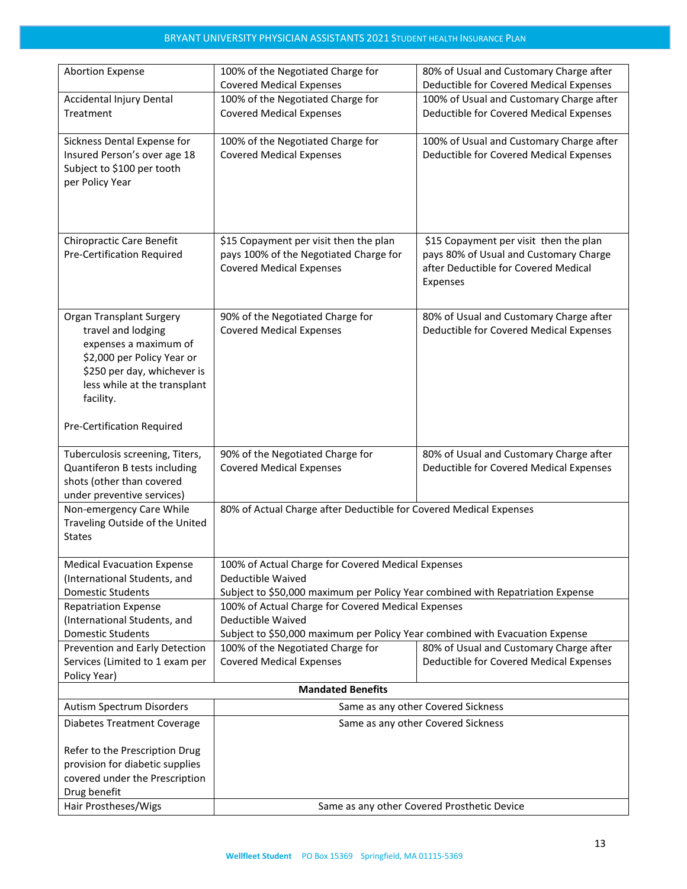| | | |
|---|---|---|
| Abortion Expense | 100% of the Negotiated Charge for Covered Medical Expenses | 80% of Usual and Customary Charge after Deductible for Covered Medical Expenses |
| Accidental Injury Dental Treatment | 100% of the Negotiated Charge for Covered Medical Expenses | 100% of Usual and Customary Charge after Deductible for Covered Medical Expenses |
| Sickness Dental Expense for Insured Person's over age 18 Subject to $100 per tooth per Policy Year | 100% of the Negotiated Charge for Covered Medical Expenses | 100% of Usual and Customary Charge after Deductible for Covered Medical Expenses |
| Chiropractic Care Benefit Pre-Certification Required | $15 Copayment per visit then the plan pays 100% of the Negotiated Charge for Covered Medical Expenses | $15 Copayment per visit then the plan pays 80% of Usual and Customary Charge after Deductible for Covered Medical Expenses |
| Organ Transplant Surgery travel and lodging expenses a maximum of $2,000 per Policy Year or $250 per day, whichever is less while at the transplant facility.<br><br>Pre-Certification Required | 90% of the Negotiated Charge for Covered Medical Expenses | 80% of Usual and Customary Charge after Deductible for Covered Medical Expenses |
| Tuberculosis screening, Titers, Quantiferon B tests including shots (other than covered under preventive services) | 90% of the Negotiated Charge for Covered Medical Expenses | 80% of Usual and Customary Charge after Deductible for Covered Medical Expenses |
| Non-emergency Care While Traveling Outside of the United States | 80% of Actual Charge after Deductible for Covered Medical Expenses | |
| Medical Evacuation Expense (International Students, and Domestic Students | 100% of Actual Charge for Covered Medical Expenses<br>Deductible Waived<br>Subject to $50,000 maximum per Policy Year combined with Repatriation Expense | |
| Repatriation Expense (International Students, and Domestic Students | 100% of Actual Charge for Covered Medical Expenses<br>Deductible Waived<br>Subject to $50,000 maximum per Policy Year combined with Evacuation Expense | |
| Prevention and Early Detection Services (Limited to 1 exam per Policy Year) | 100% of the Negotiated Charge for Covered Medical Expenses | 80% of Usual and Customary Charge after Deductible for Covered Medical Expenses |
| **Mandated Benefits** | | |
| Autism Spectrum Disorders | Same as any other Covered Sickness | |
| Diabetes Treatment Coverage<br><br>Refer to the Prescription Drug provision for diabetic supplies covered under the Prescription Drug benefit | Same as any other Covered Sickness | |
| Hair Prostheses/Wigs | Same as any other Covered Prosthetic Device | |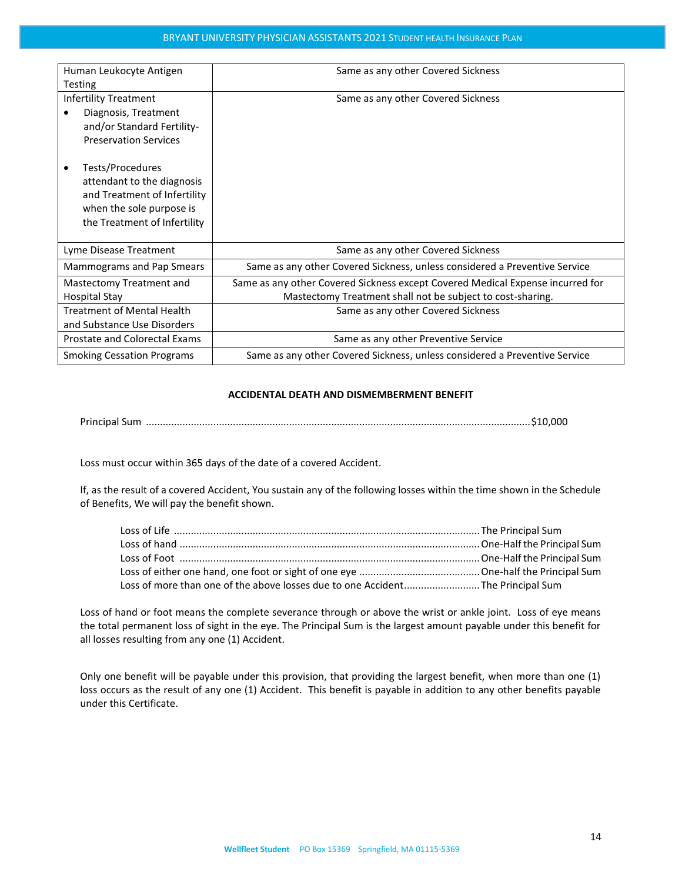| | |
|---|---|
| Human Leukocyte Antigen Testing | Same as any other Covered Sickness |
| Infertility Treatment<br>• Diagnosis, Treatment and/or Standard Fertility-Preservation Services<br>• Tests/Procedures attendant to the diagnosis and Treatment of Infertility when the sole purpose is the Treatment of Infertility | Same as any other Covered Sickness |
| Lyme Disease Treatment | Same as any other Covered Sickness |
| Mammograms and Pap Smears | Same as any other Covered Sickness, unless considered a Preventive Service |
| Mastectomy Treatment and Hospital Stay | Same as any other Covered Sickness except Covered Medical Expense incurred for Mastectomy Treatment shall not be subject to cost-sharing. |
| Treatment of Mental Health and Substance Use Disorders | Same as any other Covered Sickness |
| Prostate and Colorectal Exams | Same as any other Preventive Service |
| Smoking Cessation Programs | Same as any other Covered Sickness, unless considered a Preventive Service |

**ACCIDENTAL DEATH AND DISMEMBERMENT BENEFIT**

Principal Sum ........................................................................................................................................ $10,000

Loss must occur within 365 days of the date of a covered Accident.

If, as the result of a covered Accident, You sustain any of the following losses within the time shown in the Schedule of Benefits, We will pay the benefit shown.

Loss of Life ............................................................................................................ The Principal Sum
Loss of hand .......................................................................................................... One-Half the Principal Sum
Loss of Foot .......................................................................................................... One-Half the Principal Sum
Loss of either one hand, one foot or sight of one eye ........................................... One-half the Principal Sum
Loss of more than one of the above losses due to one Accident........................... The Principal Sum

Loss of hand or foot means the complete severance through or above the wrist or ankle joint. Loss of eye means the total permanent loss of sight in the eye. The Principal Sum is the largest amount payable under this benefit for all losses resulting from any one (1) Accident.

Only one benefit will be payable under this provision, that providing the largest benefit, when more than one (1) loss occurs as the result of any one (1) Accident. This benefit is payable in addition to any other benefits payable under this Certificate.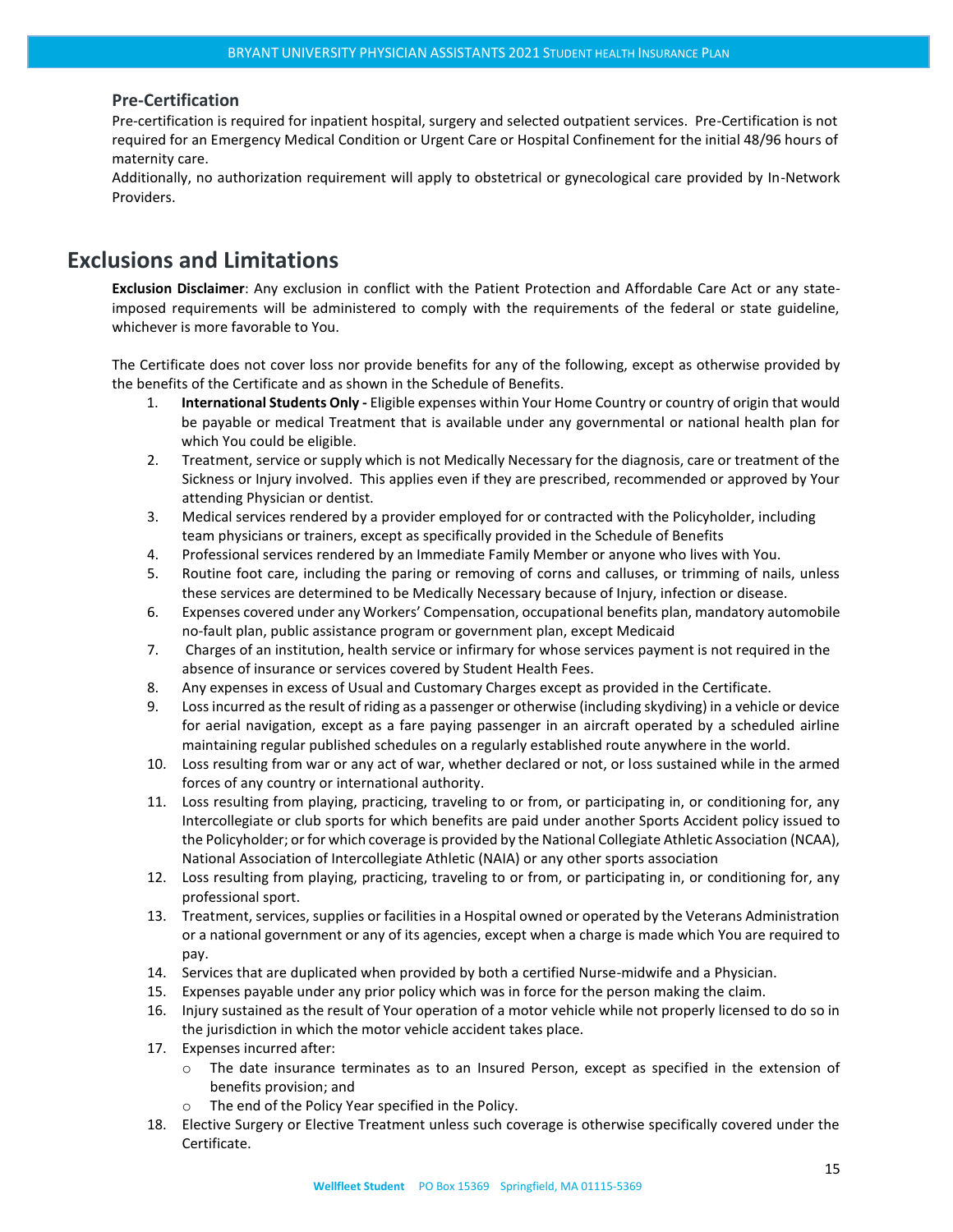### Pre-Certification

Pre-certification is required for inpatient hospital, surgery and selected outpatient services. Pre-Certification is not required for an Emergency Medical Condition or Urgent Care or Hospital Confinement for the initial 48/96 hours of maternity care.

Additionally, no authorization requirement will apply to obstetrical or gynecological care provided by In-Network Providers.

## Exclusions and Limitations

**Exclusion Disclaimer**: Any exclusion in conflict with the Patient Protection and Affordable Care Act or any state-imposed requirements will be administered to comply with the requirements of the federal or state guideline, whichever is more favorable to You.

The Certificate does not cover loss nor provide benefits for any of the following, except as otherwise provided by the benefits of the Certificate and as shown in the Schedule of Benefits.

1. **International Students Only -** Eligible expenses within Your Home Country or country of origin that would be payable or medical Treatment that is available under any governmental or national health plan for which You could be eligible.
2. Treatment, service or supply which is not Medically Necessary for the diagnosis, care or treatment of the Sickness or Injury involved. This applies even if they are prescribed, recommended or approved by Your attending Physician or dentist.
3. Medical services rendered by a provider employed for or contracted with the Policyholder, including team physicians or trainers, except as specifically provided in the Schedule of Benefits
4. Professional services rendered by an Immediate Family Member or anyone who lives with You.
5. Routine foot care, including the paring or removing of corns and calluses, or trimming of nails, unless these services are determined to be Medically Necessary because of Injury, infection or disease.
6. Expenses covered under any Workers' Compensation, occupational benefits plan, mandatory automobile no-fault plan, public assistance program or government plan, except Medicaid
7. Charges of an institution, health service or infirmary for whose services payment is not required in the absence of insurance or services covered by Student Health Fees.
8. Any expenses in excess of Usual and Customary Charges except as provided in the Certificate.
9. Loss incurred as the result of riding as a passenger or otherwise (including skydiving) in a vehicle or device for aerial navigation, except as a fare paying passenger in an aircraft operated by a scheduled airline maintaining regular published schedules on a regularly established route anywhere in the world.
10. Loss resulting from war or any act of war, whether declared or not, or loss sustained while in the armed forces of any country or international authority.
11. Loss resulting from playing, practicing, traveling to or from, or participating in, or conditioning for, any Intercollegiate or club sports for which benefits are paid under another Sports Accident policy issued to the Policyholder; or for which coverage is provided by the National Collegiate Athletic Association (NCAA), National Association of Intercollegiate Athletic (NAIA) or any other sports association
12. Loss resulting from playing, practicing, traveling to or from, or participating in, or conditioning for, any professional sport.
13. Treatment, services, supplies or facilities in a Hospital owned or operated by the Veterans Administration or a national government or any of its agencies, except when a charge is made which You are required to pay.
14. Services that are duplicated when provided by both a certified Nurse-midwife and a Physician.
15. Expenses payable under any prior policy which was in force for the person making the claim.
16. Injury sustained as the result of Your operation of a motor vehicle while not properly licensed to do so in the jurisdiction in which the motor vehicle accident takes place.
17. Expenses incurred after:
    - The date insurance terminates as to an Insured Person, except as specified in the extension of benefits provision; and
    - The end of the Policy Year specified in the Policy.
18. Elective Surgery or Elective Treatment unless such coverage is otherwise specifically covered under the Certificate.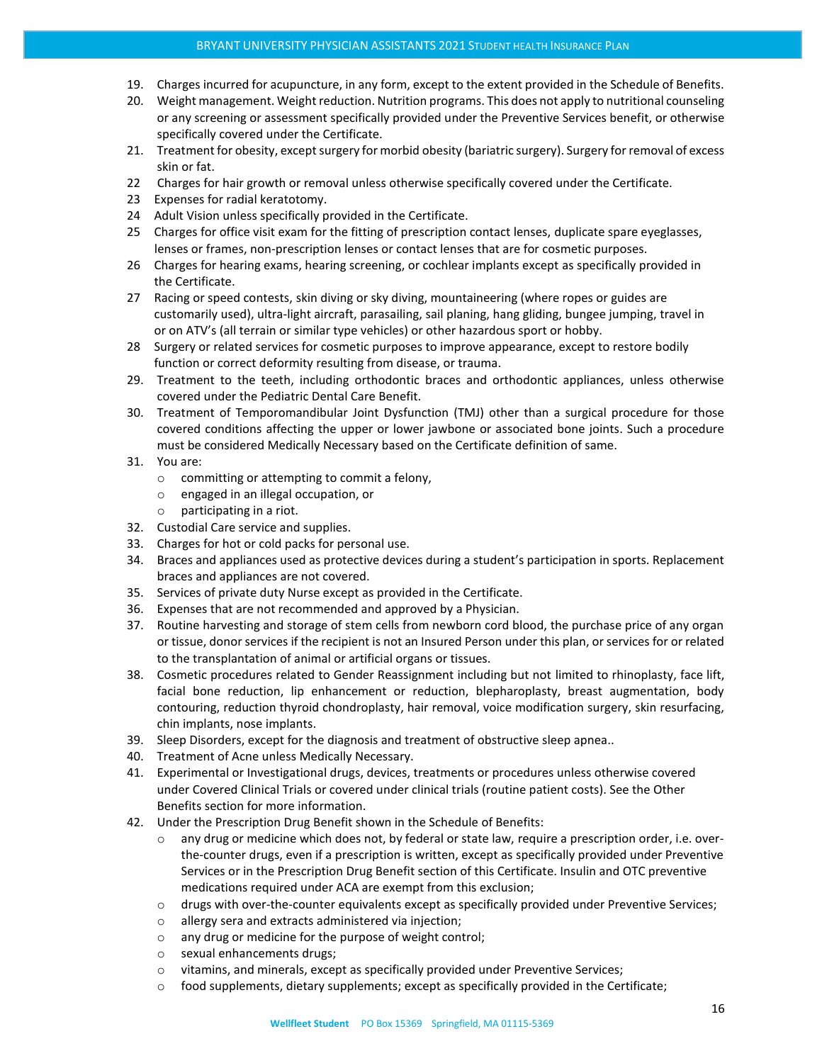19. Charges incurred for acupuncture, in any form, except to the extent provided in the Schedule of Benefits.
20. Weight management. Weight reduction. Nutrition programs. This does not apply to nutritional counseling or any screening or assessment specifically provided under the Preventive Services benefit, or otherwise specifically covered under the Certificate.
21. Treatment for obesity, except surgery for morbid obesity (bariatric surgery). Surgery for removal of excess skin or fat.
22 Charges for hair growth or removal unless otherwise specifically covered under the Certificate.
23 Expenses for radial keratotomy.
24 Adult Vision unless specifically provided in the Certificate.
25 Charges for office visit exam for the fitting of prescription contact lenses, duplicate spare eyeglasses, lenses or frames, non-prescription lenses or contact lenses that are for cosmetic purposes.
26 Charges for hearing exams, hearing screening, or cochlear implants except as specifically provided in the Certificate.
27 Racing or speed contests, skin diving or sky diving, mountaineering (where ropes or guides are customarily used), ultra-light aircraft, parasailing, sail planing, hang gliding, bungee jumping, travel in or on ATV's (all terrain or similar type vehicles) or other hazardous sport or hobby.
28 Surgery or related services for cosmetic purposes to improve appearance, except to restore bodily function or correct deformity resulting from disease, or trauma.
29. Treatment to the teeth, including orthodontic braces and orthodontic appliances, unless otherwise covered under the Pediatric Dental Care Benefit.
30. Treatment of Temporomandibular Joint Dysfunction (TMJ) other than a surgical procedure for those covered conditions affecting the upper or lower jawbone or associated bone joints. Such a procedure must be considered Medically Necessary based on the Certificate definition of same.
31. You are:
    - committing or attempting to commit a felony,
    - engaged in an illegal occupation, or
    - participating in a riot.
32. Custodial Care service and supplies.
33. Charges for hot or cold packs for personal use.
34. Braces and appliances used as protective devices during a student's participation in sports. Replacement braces and appliances are not covered.
35. Services of private duty Nurse except as provided in the Certificate.
36. Expenses that are not recommended and approved by a Physician.
37. Routine harvesting and storage of stem cells from newborn cord blood, the purchase price of any organ or tissue, donor services if the recipient is not an Insured Person under this plan, or services for or related to the transplantation of animal or artificial organs or tissues.
38. Cosmetic procedures related to Gender Reassignment including but not limited to rhinoplasty, face lift, facial bone reduction, lip enhancement or reduction, blepharoplasty, breast augmentation, body contouring, reduction thyroid chondroplasty, hair removal, voice modification surgery, skin resurfacing, chin implants, nose implants.
39. Sleep Disorders, except for the diagnosis and treatment of obstructive sleep apnea..
40. Treatment of Acne unless Medically Necessary.
41. Experimental or Investigational drugs, devices, treatments or procedures unless otherwise covered under Covered Clinical Trials or covered under clinical trials (routine patient costs). See the Other Benefits section for more information.
42. Under the Prescription Drug Benefit shown in the Schedule of Benefits:
    - any drug or medicine which does not, by federal or state law, require a prescription order, i.e. over-the-counter drugs, even if a prescription is written, except as specifically provided under Preventive Services or in the Prescription Drug Benefit section of this Certificate. Insulin and OTC preventive medications required under ACA are exempt from this exclusion;
    - drugs with over-the-counter equivalents except as specifically provided under Preventive Services;
    - allergy sera and extracts administered via injection;
    - any drug or medicine for the purpose of weight control;
    - sexual enhancements drugs;
    - vitamins, and minerals, except as specifically provided under Preventive Services;
    - food supplements, dietary supplements; except as specifically provided in the Certificate;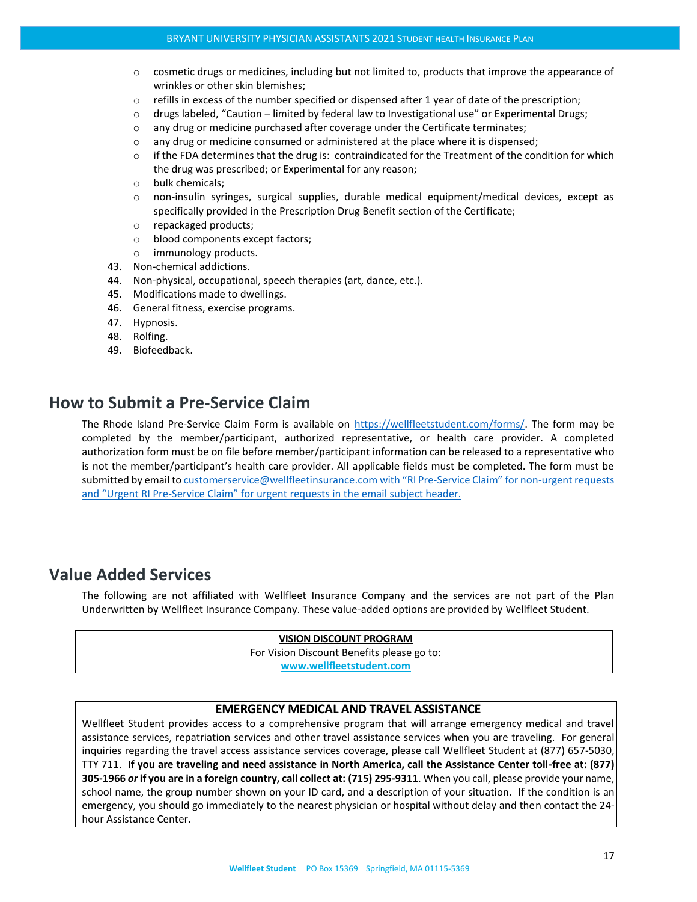- cosmetic drugs or medicines, including but not limited to, products that improve the appearance of wrinkles or other skin blemishes;
- refills in excess of the number specified or dispensed after 1 year of date of the prescription;
- drugs labeled, "Caution – limited by federal law to Investigational use" or Experimental Drugs;
- any drug or medicine purchased after coverage under the Certificate terminates;
- any drug or medicine consumed or administered at the place where it is dispensed;
- if the FDA determines that the drug is: contraindicated for the Treatment of the condition for which the drug was prescribed; or Experimental for any reason;
- bulk chemicals;
- non-insulin syringes, surgical supplies, durable medical equipment/medical devices, except as specifically provided in the Prescription Drug Benefit section of the Certificate;
- repackaged products;
- blood components except factors;
- immunology products.

43. Non-chemical addictions.
44. Non-physical, occupational, speech therapies (art, dance, etc.).
45. Modifications made to dwellings.
46. General fitness, exercise programs.
47. Hypnosis.
48. Rolfing.
49. Biofeedback.

## How to Submit a Pre-Service Claim

The Rhode Island Pre-Service Claim Form is available on https://wellfleetstudent.com/forms/. The form may be completed by the member/participant, authorized representative, or health care provider. A completed authorization form must be on file before member/participant information can be released to a representative who is not the member/participant's health care provider. All applicable fields must be completed. The form must be submitted by email to customerservice@wellfleetinsurance.com with "RI Pre-Service Claim" for non-urgent requests and "Urgent RI Pre-Service Claim" for urgent requests in the email subject header.

## Value Added Services

The following are not affiliated with Wellfleet Insurance Company and the services are not part of the Plan Underwritten by Wellfleet Insurance Company. These value-added options are provided by Wellfleet Student.

**VISION DISCOUNT PROGRAM**

For Vision Discount Benefits please go to:
**www.wellfleetstudent.com**

**EMERGENCY MEDICAL AND TRAVEL ASSISTANCE**

Wellfleet Student provides access to a comprehensive program that will arrange emergency medical and travel assistance services, repatriation services and other travel assistance services when you are traveling. For general inquiries regarding the travel access assistance services coverage, please call Wellfleet Student at (877) 657-5030, TTY 711. **If you are traveling and need assistance in North America, call the Assistance Center toll-free at: (877) 305-1966 *or* if you are in a foreign country, call collect at: (715) 295-9311**. When you call, please provide your name, school name, the group number shown on your ID card, and a description of your situation. If the condition is an emergency, you should go immediately to the nearest physician or hospital without delay and then contact the 24-hour Assistance Center.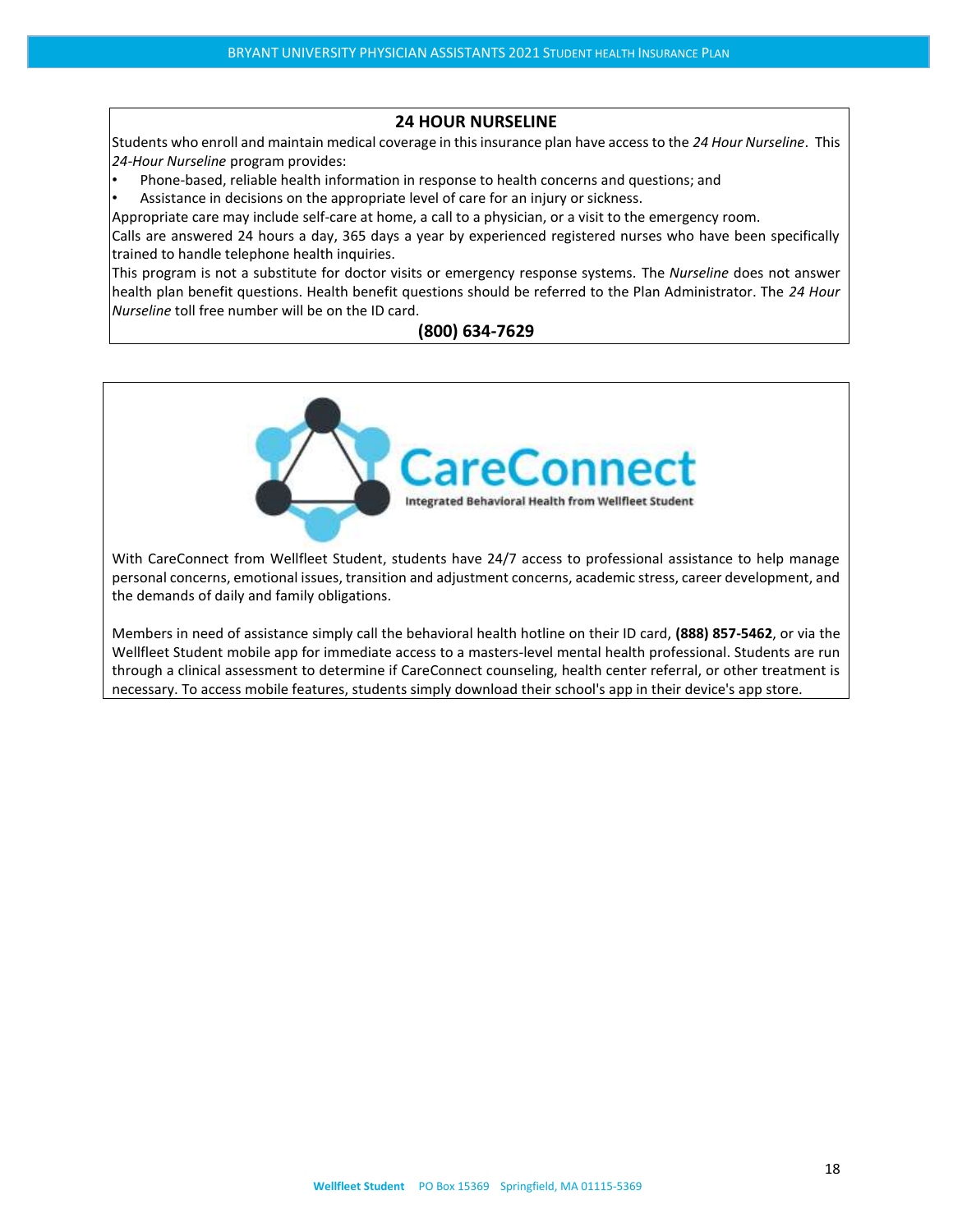## 24 HOUR NURSELINE

Students who enroll and maintain medical coverage in this insurance plan have access to the *24 Hour Nurseline*. This *24-Hour Nurseline* program provides:

- Phone-based, reliable health information in response to health concerns and questions; and
- Assistance in decisions on the appropriate level of care for an injury or sickness.

Appropriate care may include self-care at home, a call to a physician, or a visit to the emergency room.

Calls are answered 24 hours a day, 365 days a year by experienced registered nurses who have been specifically trained to handle telephone health inquiries.

This program is not a substitute for doctor visits or emergency response systems. The *Nurseline* does not answer health plan benefit questions. Health benefit questions should be referred to the Plan Administrator. The *24 Hour Nurseline* toll free number will be on the ID card.

**(800) 634-7629**

CareConnect

Integrated Behavioral Health from Wellfleet Student

With CareConnect from Wellfleet Student, students have 24/7 access to professional assistance to help manage personal concerns, emotional issues, transition and adjustment concerns, academic stress, career development, and the demands of daily and family obligations.

Members in need of assistance simply call the behavioral health hotline on their ID card, **(888) 857-5462**, or via the Wellfleet Student mobile app for immediate access to a masters-level mental health professional. Students are run through a clinical assessment to determine if CareConnect counseling, health center referral, or other treatment is necessary. To access mobile features, students simply download their school's app in their device's app store.